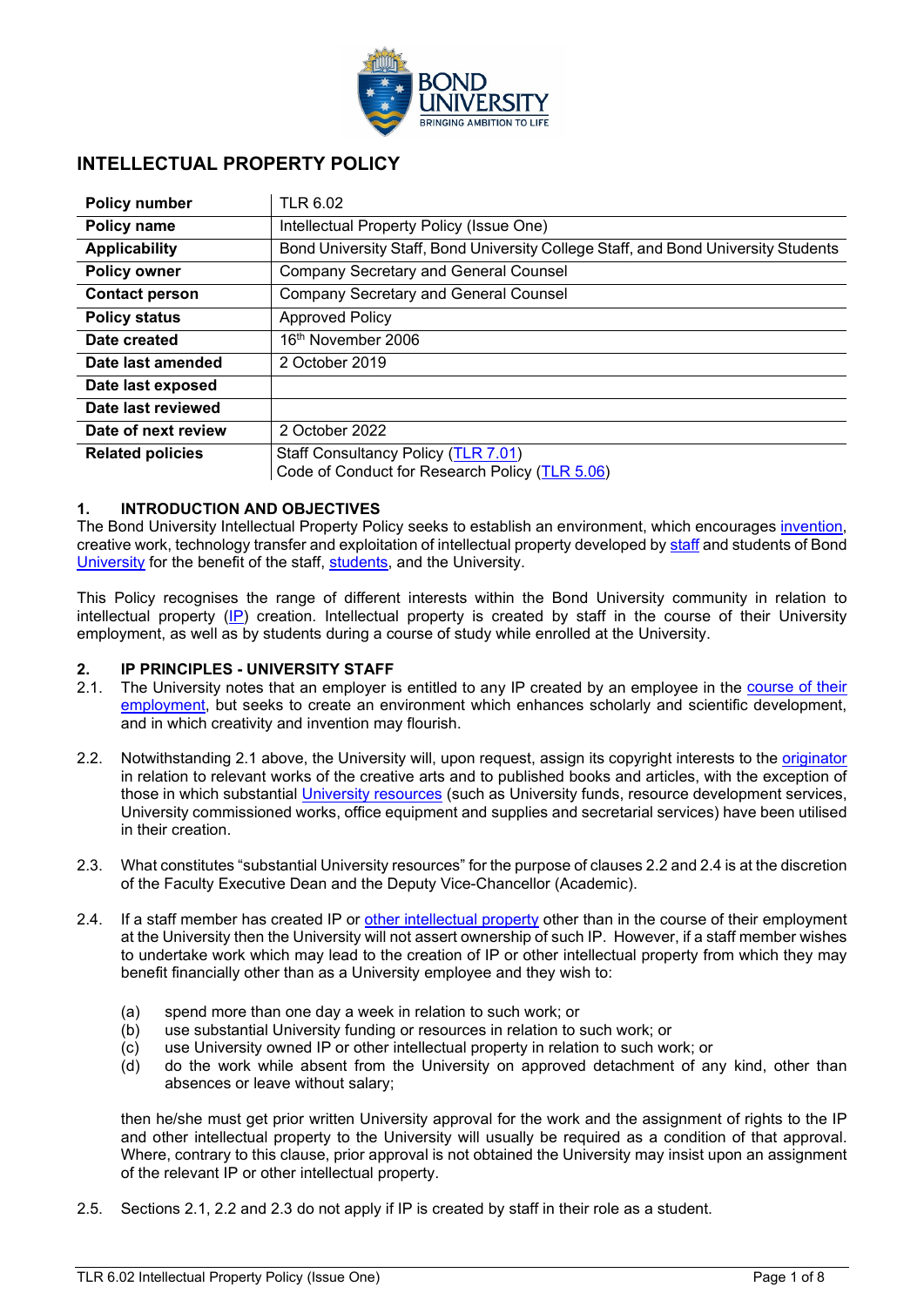# INTELLECTUAL PROPERTY POLICY

| | |
|---|---|
| **Policy number** | TLR 6.02 |
| **Policy name** | Intellectual Property Policy (Issue One) |
| **Applicability** | Bond University Staff, Bond University College Staff, and Bond University Students |
| **Policy owner** | Company Secretary and General Counsel |
| **Contact person** | Company Secretary and General Counsel |
| **Policy status** | Approved Policy |
| **Date created** | 16th November 2006 |
| **Date last amended** | 2 October 2019 |
| **Date last exposed** | |
| **Date last reviewed** | |
| **Date of next review** | 2 October 2022 |
| **Related policies** | Staff Consultancy Policy (TLR 7.01)<br>Code of Conduct for Research Policy (TLR 5.06) |

## 1. INTRODUCTION AND OBJECTIVES

The Bond University Intellectual Property Policy seeks to establish an environment, which encourages invention, creative work, technology transfer and exploitation of intellectual property developed by staff and students of Bond University for the benefit of the staff, students, and the University.

This Policy recognises the range of different interests within the Bond University community in relation to intellectual property (IP) creation. Intellectual property is created by staff in the course of their University employment, as well as by students during a course of study while enrolled at the University.

## 2. IP PRINCIPLES - UNIVERSITY STAFF

2.1. The University notes that an employer is entitled to any IP created by an employee in the course of their employment, but seeks to create an environment which enhances scholarly and scientific development, and in which creativity and invention may flourish.

2.2. Notwithstanding 2.1 above, the University will, upon request, assign its copyright interests to the originator in relation to relevant works of the creative arts and to published books and articles, with the exception of those in which substantial University resources (such as University funds, resource development services, University commissioned works, office equipment and supplies and secretarial services) have been utilised in their creation.

2.3. What constitutes "substantial University resources" for the purpose of clauses 2.2 and 2.4 is at the discretion of the Faculty Executive Dean and the Deputy Vice-Chancellor (Academic).

2.4. If a staff member has created IP or other intellectual property other than in the course of their employment at the University then the University will not assert ownership of such IP. However, if a staff member wishes to undertake work which may lead to the creation of IP or other intellectual property from which they may benefit financially other than as a University employee and they wish to:

   (a) spend more than one day a week in relation to such work; or
   (b) use substantial University funding or resources in relation to such work; or
   (c) use University owned IP or other intellectual property in relation to such work; or
   (d) do the work while absent from the University on approved detachment of any kind, other than absences or leave without salary;

   then he/she must get prior written University approval for the work and the assignment of rights to the IP and other intellectual property to the University will usually be required as a condition of that approval. Where, contrary to this clause, prior approval is not obtained the University may insist upon an assignment of the relevant IP or other intellectual property.

2.5. Sections 2.1, 2.2 and 2.3 do not apply if IP is created by staff in their role as a student.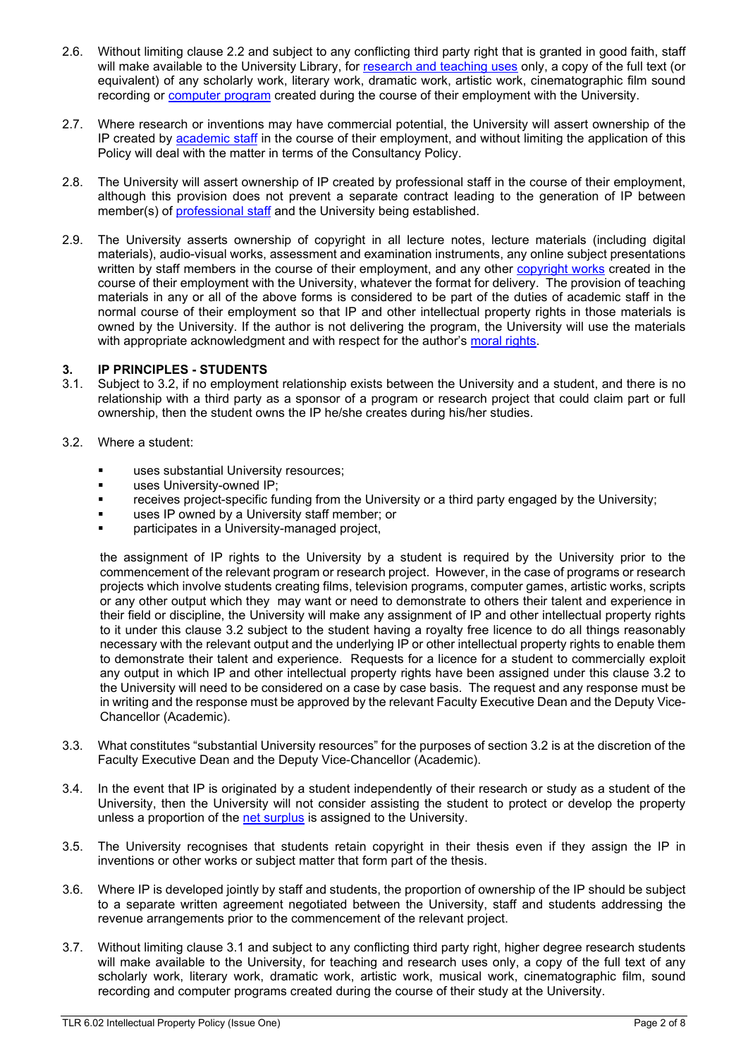2.6. Without limiting clause 2.2 and subject to any conflicting third party right that is granted in good faith, staff will make available to the University Library, for research and teaching uses only, a copy of the full text (or equivalent) of any scholarly work, literary work, dramatic work, artistic work, cinematographic film sound recording or computer program created during the course of their employment with the University.

2.7. Where research or inventions may have commercial potential, the University will assert ownership of the IP created by academic staff in the course of their employment, and without limiting the application of this Policy will deal with the matter in terms of the Consultancy Policy.

2.8. The University will assert ownership of IP created by professional staff in the course of their employment, although this provision does not prevent a separate contract leading to the generation of IP between member(s) of professional staff and the University being established.

2.9. The University asserts ownership of copyright in all lecture notes, lecture materials (including digital materials), audio-visual works, assessment and examination instruments, any online subject presentations written by staff members in the course of their employment, and any other copyright works created in the course of their employment with the University, whatever the format for delivery. The provision of teaching materials in any or all of the above forms is considered to be part of the duties of academic staff in the normal course of their employment so that IP and other intellectual property rights in those materials is owned by the University. If the author is not delivering the program, the University will use the materials with appropriate acknowledgment and with respect for the author's moral rights.

## 3. IP PRINCIPLES - STUDENTS

3.1. Subject to 3.2, if no employment relationship exists between the University and a student, and there is no relationship with a third party as a sponsor of a program or research project that could claim part or full ownership, then the student owns the IP he/she creates during his/her studies.

3.2. Where a student:

- uses substantial University resources;
- uses University-owned IP;
- receives project-specific funding from the University or a third party engaged by the University;
- uses IP owned by a University staff member; or
- participates in a University-managed project,

the assignment of IP rights to the University by a student is required by the University prior to the commencement of the relevant program or research project. However, in the case of programs or research projects which involve students creating films, television programs, computer games, artistic works, scripts or any other output which they may want or need to demonstrate to others their talent and experience in their field or discipline, the University will make any assignment of IP and other intellectual property rights to it under this clause 3.2 subject to the student having a royalty free licence to do all things reasonably necessary with the relevant output and the underlying IP or other intellectual property rights to enable them to demonstrate their talent and experience. Requests for a licence for a student to commercially exploit any output in which IP and other intellectual property rights have been assigned under this clause 3.2 to the University will need to be considered on a case by case basis. The request and any response must be in writing and the response must be approved by the relevant Faculty Executive Dean and the Deputy Vice-Chancellor (Academic).

3.3. What constitutes "substantial University resources" for the purposes of section 3.2 is at the discretion of the Faculty Executive Dean and the Deputy Vice-Chancellor (Academic).

3.4. In the event that IP is originated by a student independently of their research or study as a student of the University, then the University will not consider assisting the student to protect or develop the property unless a proportion of the net surplus is assigned to the University.

3.5. The University recognises that students retain copyright in their thesis even if they assign the IP in inventions or other works or subject matter that form part of the thesis.

3.6. Where IP is developed jointly by staff and students, the proportion of ownership of the IP should be subject to a separate written agreement negotiated between the University, staff and students addressing the revenue arrangements prior to the commencement of the relevant project.

3.7. Without limiting clause 3.1 and subject to any conflicting third party right, higher degree research students will make available to the University, for teaching and research uses only, a copy of the full text of any scholarly work, literary work, dramatic work, artistic work, musical work, cinematographic film, sound recording and computer programs created during the course of their study at the University.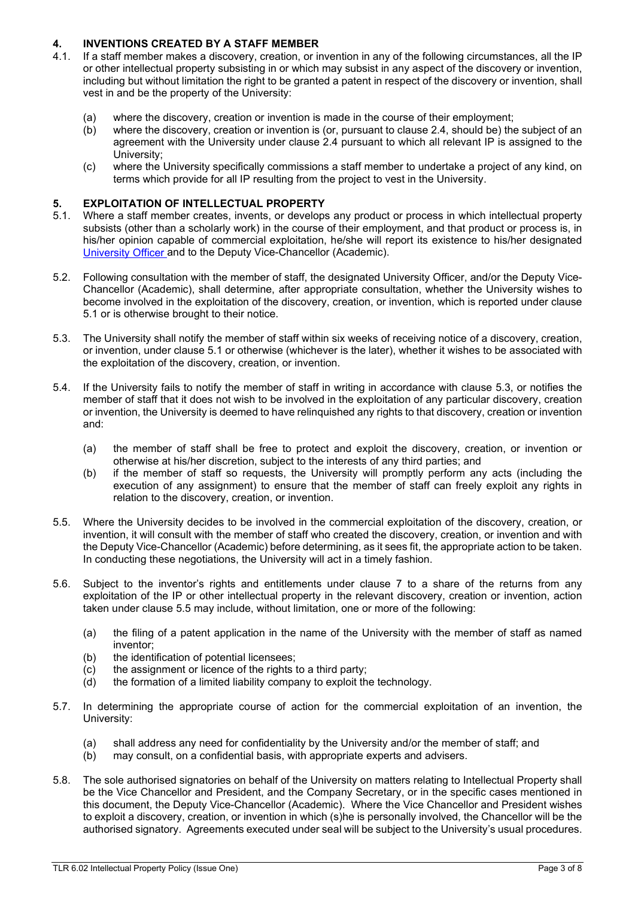## 4. INVENTIONS CREATED BY A STAFF MEMBER

4.1. If a staff member makes a discovery, creation, or invention in any of the following circumstances, all the IP or other intellectual property subsisting in or which may subsist in any aspect of the discovery or invention, including but without limitation the right to be granted a patent in respect of the discovery or invention, shall vest in and be the property of the University:

(a) where the discovery, creation or invention is made in the course of their employment;

(b) where the discovery, creation or invention is (or, pursuant to clause 2.4, should be) the subject of an agreement with the University under clause 2.4 pursuant to which all relevant IP is assigned to the University;

(c) where the University specifically commissions a staff member to undertake a project of any kind, on terms which provide for all IP resulting from the project to vest in the University.

## 5. EXPLOITATION OF INTELLECTUAL PROPERTY

5.1. Where a staff member creates, invents, or develops any product or process in which intellectual property subsists (other than a scholarly work) in the course of their employment, and that product or process is, in his/her opinion capable of commercial exploitation, he/she will report its existence to his/her designated University Officer and to the Deputy Vice-Chancellor (Academic).

5.2. Following consultation with the member of staff, the designated University Officer, and/or the Deputy Vice-Chancellor (Academic), shall determine, after appropriate consultation, whether the University wishes to become involved in the exploitation of the discovery, creation, or invention, which is reported under clause 5.1 or is otherwise brought to their notice.

5.3. The University shall notify the member of staff within six weeks of receiving notice of a discovery, creation, or invention, under clause 5.1 or otherwise (whichever is the later), whether it wishes to be associated with the exploitation of the discovery, creation, or invention.

5.4. If the University fails to notify the member of staff in writing in accordance with clause 5.3, or notifies the member of staff that it does not wish to be involved in the exploitation of any particular discovery, creation or invention, the University is deemed to have relinquished any rights to that discovery, creation or invention and:

(a) the member of staff shall be free to protect and exploit the discovery, creation, or invention or otherwise at his/her discretion, subject to the interests of any third parties; and

(b) if the member of staff so requests, the University will promptly perform any acts (including the execution of any assignment) to ensure that the member of staff can freely exploit any rights in relation to the discovery, creation, or invention.

5.5. Where the University decides to be involved in the commercial exploitation of the discovery, creation, or invention, it will consult with the member of staff who created the discovery, creation, or invention and with the Deputy Vice-Chancellor (Academic) before determining, as it sees fit, the appropriate action to be taken. In conducting these negotiations, the University will act in a timely fashion.

5.6. Subject to the inventor's rights and entitlements under clause 7 to a share of the returns from any exploitation of the IP or other intellectual property in the relevant discovery, creation or invention, action taken under clause 5.5 may include, without limitation, one or more of the following:

(a) the filing of a patent application in the name of the University with the member of staff as named inventor;

(b) the identification of potential licensees;

(c) the assignment or licence of the rights to a third party;

(d) the formation of a limited liability company to exploit the technology.

5.7. In determining the appropriate course of action for the commercial exploitation of an invention, the University:

(a) shall address any need for confidentiality by the University and/or the member of staff; and

(b) may consult, on a confidential basis, with appropriate experts and advisers.

5.8. The sole authorised signatories on behalf of the University on matters relating to Intellectual Property shall be the Vice Chancellor and President, and the Company Secretary, or in the specific cases mentioned in this document, the Deputy Vice-Chancellor (Academic). Where the Vice Chancellor and President wishes to exploit a discovery, creation, or invention in which (s)he is personally involved, the Chancellor will be the authorised signatory. Agreements executed under seal will be subject to the University's usual procedures.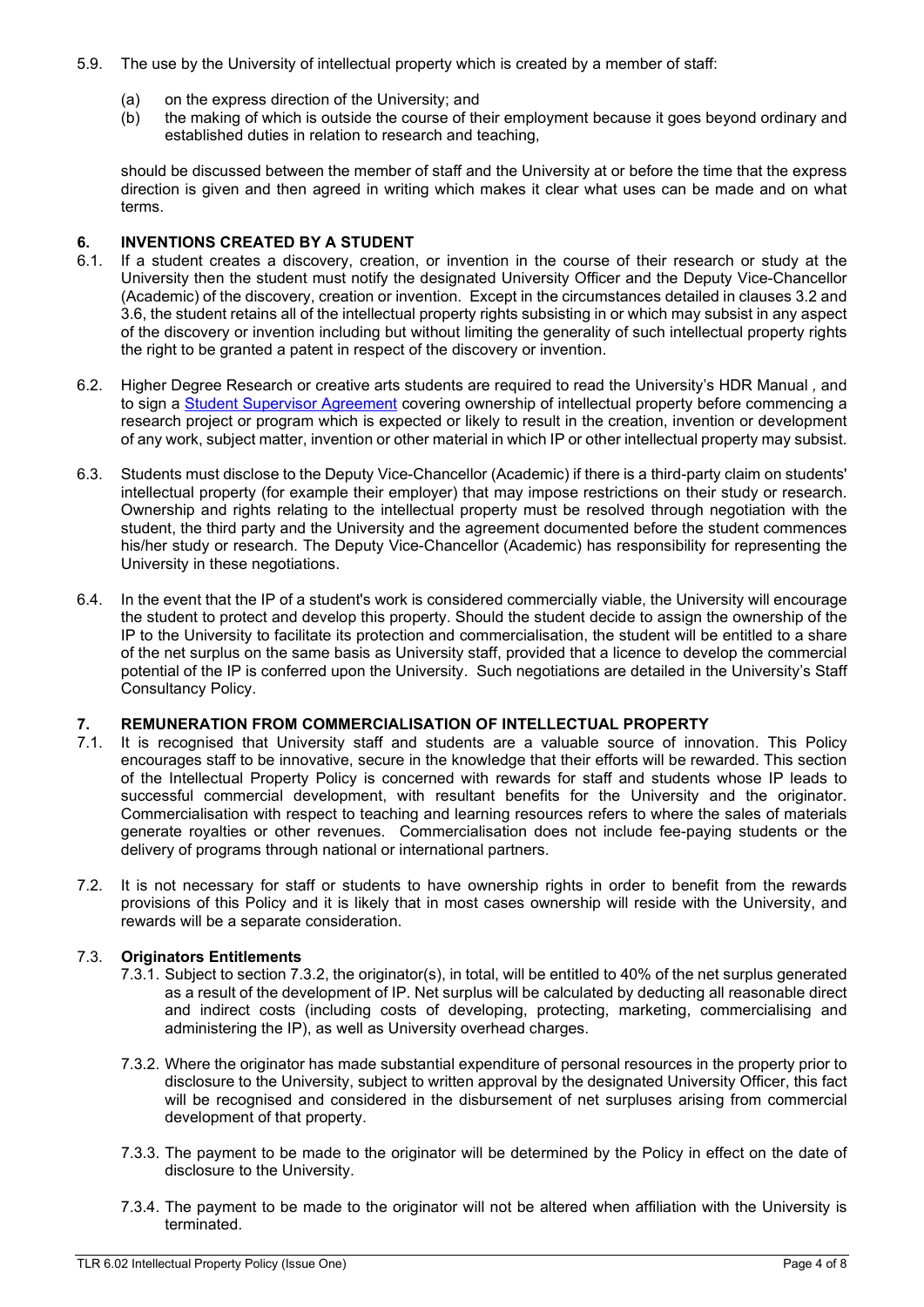5.9. The use by the University of intellectual property which is created by a member of staff:

(a) on the express direction of the University; and

(b) the making of which is outside the course of their employment because it goes beyond ordinary and established duties in relation to research and teaching,

should be discussed between the member of staff and the University at or before the time that the express direction is given and then agreed in writing which makes it clear what uses can be made and on what terms.

## 6. INVENTIONS CREATED BY A STUDENT

6.1. If a student creates a discovery, creation, or invention in the course of their research or study at the University then the student must notify the designated University Officer and the Deputy Vice-Chancellor (Academic) of the discovery, creation or invention. Except in the circumstances detailed in clauses 3.2 and 3.6, the student retains all of the intellectual property rights subsisting in or which may subsist in any aspect of the discovery or invention including but without limiting the generality of such intellectual property rights the right to be granted a patent in respect of the discovery or invention.

6.2. Higher Degree Research or creative arts students are required to read the University's HDR Manual , and to sign a Student Supervisor Agreement covering ownership of intellectual property before commencing a research project or program which is expected or likely to result in the creation, invention or development of any work, subject matter, invention or other material in which IP or other intellectual property may subsist.

6.3. Students must disclose to the Deputy Vice-Chancellor (Academic) if there is a third-party claim on students' intellectual property (for example their employer) that may impose restrictions on their study or research. Ownership and rights relating to the intellectual property must be resolved through negotiation with the student, the third party and the University and the agreement documented before the student commences his/her study or research. The Deputy Vice-Chancellor (Academic) has responsibility for representing the University in these negotiations.

6.4. In the event that the IP of a student's work is considered commercially viable, the University will encourage the student to protect and develop this property. Should the student decide to assign the ownership of the IP to the University to facilitate its protection and commercialisation, the student will be entitled to a share of the net surplus on the same basis as University staff, provided that a licence to develop the commercial potential of the IP is conferred upon the University. Such negotiations are detailed in the University's Staff Consultancy Policy.

## 7. REMUNERATION FROM COMMERCIALISATION OF INTELLECTUAL PROPERTY

7.1. It is recognised that University staff and students are a valuable source of innovation. This Policy encourages staff to be innovative, secure in the knowledge that their efforts will be rewarded. This section of the Intellectual Property Policy is concerned with rewards for staff and students whose IP leads to successful commercial development, with resultant benefits for the University and the originator. Commercialisation with respect to teaching and learning resources refers to where the sales of materials generate royalties or other revenues. Commercialisation does not include fee-paying students or the delivery of programs through national or international partners.

7.2. It is not necessary for staff or students to have ownership rights in order to benefit from the rewards provisions of this Policy and it is likely that in most cases ownership will reside with the University, and rewards will be a separate consideration.

7.3. **Originators Entitlements**

7.3.1. Subject to section 7.3.2, the originator(s), in total, will be entitled to 40% of the net surplus generated as a result of the development of IP. Net surplus will be calculated by deducting all reasonable direct and indirect costs (including costs of developing, protecting, marketing, commercialising and administering the IP), as well as University overhead charges.

7.3.2. Where the originator has made substantial expenditure of personal resources in the property prior to disclosure to the University, subject to written approval by the designated University Officer, this fact will be recognised and considered in the disbursement of net surpluses arising from commercial development of that property.

7.3.3. The payment to be made to the originator will be determined by the Policy in effect on the date of disclosure to the University.

7.3.4. The payment to be made to the originator will not be altered when affiliation with the University is terminated.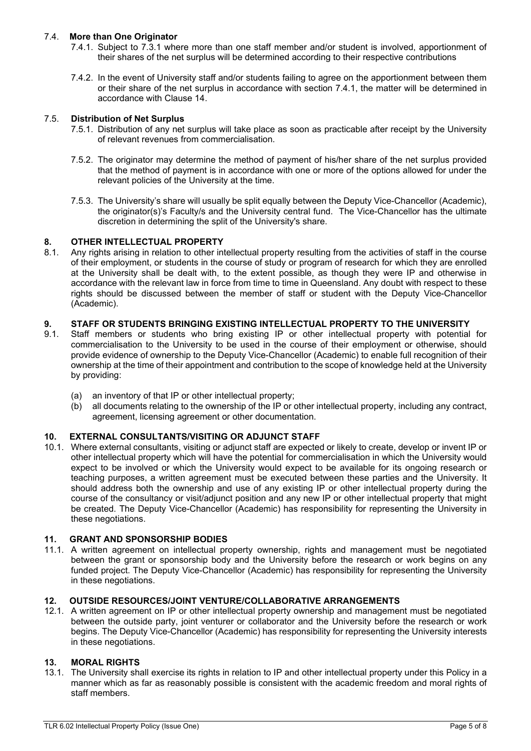### 7.4. More than One Originator

7.4.1. Subject to 7.3.1 where more than one staff member and/or student is involved, apportionment of their shares of the net surplus will be determined according to their respective contributions

7.4.2. In the event of University staff and/or students failing to agree on the apportionment between them or their share of the net surplus in accordance with section 7.4.1, the matter will be determined in accordance with Clause 14.

### 7.5. Distribution of Net Surplus

7.5.1. Distribution of any net surplus will take place as soon as practicable after receipt by the University of relevant revenues from commercialisation.

7.5.2. The originator may determine the method of payment of his/her share of the net surplus provided that the method of payment is in accordance with one or more of the options allowed for under the relevant policies of the University at the time.

7.5.3. The University's share will usually be split equally between the Deputy Vice-Chancellor (Academic), the originator(s)'s Faculty/s and the University central fund. The Vice-Chancellor has the ultimate discretion in determining the split of the University's share.

## 8. OTHER INTELLECTUAL PROPERTY

8.1. Any rights arising in relation to other intellectual property resulting from the activities of staff in the course of their employment, or students in the course of study or program of research for which they are enrolled at the University shall be dealt with, to the extent possible, as though they were IP and otherwise in accordance with the relevant law in force from time to time in Queensland. Any doubt with respect to these rights should be discussed between the member of staff or student with the Deputy Vice-Chancellor (Academic).

## 9. STAFF OR STUDENTS BRINGING EXISTING INTELLECTUAL PROPERTY TO THE UNIVERSITY

9.1. Staff members or students who bring existing IP or other intellectual property with potential for commercialisation to the University to be used in the course of their employment or otherwise, should provide evidence of ownership to the Deputy Vice-Chancellor (Academic) to enable full recognition of their ownership at the time of their appointment and contribution to the scope of knowledge held at the University by providing:

(a) an inventory of that IP or other intellectual property;

(b) all documents relating to the ownership of the IP or other intellectual property, including any contract, agreement, licensing agreement or other documentation.

## 10. EXTERNAL CONSULTANTS/VISITING OR ADJUNCT STAFF

10.1. Where external consultants, visiting or adjunct staff are expected or likely to create, develop or invent IP or other intellectual property which will have the potential for commercialisation in which the University would expect to be involved or which the University would expect to be available for its ongoing research or teaching purposes, a written agreement must be executed between these parties and the University. It should address both the ownership and use of any existing IP or other intellectual property during the course of the consultancy or visit/adjunct position and any new IP or other intellectual property that might be created. The Deputy Vice-Chancellor (Academic) has responsibility for representing the University in these negotiations.

## 11. GRANT AND SPONSORSHIP BODIES

11.1. A written agreement on intellectual property ownership, rights and management must be negotiated between the grant or sponsorship body and the University before the research or work begins on any funded project. The Deputy Vice-Chancellor (Academic) has responsibility for representing the University in these negotiations.

## 12. OUTSIDE RESOURCES/JOINT VENTURE/COLLABORATIVE ARRANGEMENTS

12.1. A written agreement on IP or other intellectual property ownership and management must be negotiated between the outside party, joint venturer or collaborator and the University before the research or work begins. The Deputy Vice-Chancellor (Academic) has responsibility for representing the University interests in these negotiations.

## 13. MORAL RIGHTS

13.1. The University shall exercise its rights in relation to IP and other intellectual property under this Policy in a manner which as far as reasonably possible is consistent with the academic freedom and moral rights of staff members.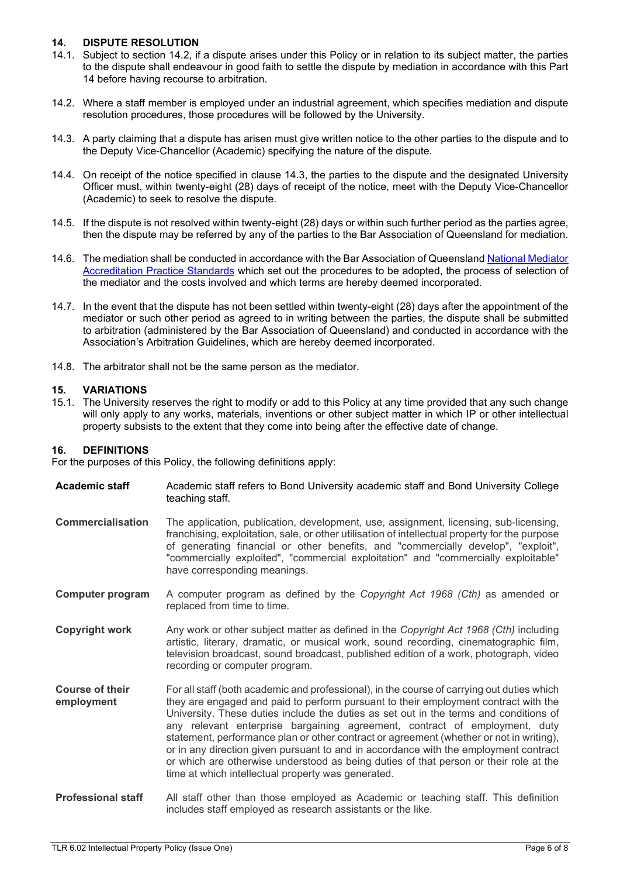## 14. DISPUTE RESOLUTION

14.1. Subject to section 14.2, if a dispute arises under this Policy or in relation to its subject matter, the parties to the dispute shall endeavour in good faith to settle the dispute by mediation in accordance with this Part 14 before having recourse to arbitration.

14.2. Where a staff member is employed under an industrial agreement, which specifies mediation and dispute resolution procedures, those procedures will be followed by the University.

14.3. A party claiming that a dispute has arisen must give written notice to the other parties to the dispute and to the Deputy Vice-Chancellor (Academic) specifying the nature of the dispute.

14.4. On receipt of the notice specified in clause 14.3, the parties to the dispute and the designated University Officer must, within twenty-eight (28) days of receipt of the notice, meet with the Deputy Vice-Chancellor (Academic) to seek to resolve the dispute.

14.5. If the dispute is not resolved within twenty-eight (28) days or within such further period as the parties agree, then the dispute may be referred by any of the parties to the Bar Association of Queensland for mediation.

14.6. The mediation shall be conducted in accordance with the Bar Association of Queensland [National Mediator Accreditation Practice Standards] which set out the procedures to be adopted, the process of selection of the mediator and the costs involved and which terms are hereby deemed incorporated.

14.7. In the event that the dispute has not been settled within twenty-eight (28) days after the appointment of the mediator or such other period as agreed to in writing between the parties, the dispute shall be submitted to arbitration (administered by the Bar Association of Queensland) and conducted in accordance with the Association's Arbitration Guidelines, which are hereby deemed incorporated.

14.8. The arbitrator shall not be the same person as the mediator.

## 15. VARIATIONS

15.1. The University reserves the right to modify or add to this Policy at any time provided that any such change will only apply to any works, materials, inventions or other subject matter in which IP or other intellectual property subsists to the extent that they come into being after the effective date of change.

## 16. DEFINITIONS

For the purposes of this Policy, the following definitions apply:

| | |
|---|---|
| **Academic staff** | Academic staff refers to Bond University academic staff and Bond University College teaching staff. |
| **Commercialisation** | The application, publication, development, use, assignment, licensing, sub-licensing, franchising, exploitation, sale, or other utilisation of intellectual property for the purpose of generating financial or other benefits, and "commercially develop", "exploit", "commercially exploited", "commercial exploitation" and "commercially exploitable" have corresponding meanings. |
| **Computer program** | A computer program as defined by the *Copyright Act 1968 (Cth)* as amended or replaced from time to time. |
| **Copyright work** | Any work or other subject matter as defined in the *Copyright Act 1968 (Cth)* including artistic, literary, dramatic, or musical work, sound recording, cinematographic film, television broadcast, sound broadcast, published edition of a work, photograph, video recording or computer program. |
| **Course of their employment** | For all staff (both academic and professional), in the course of carrying out duties which they are engaged and paid to perform pursuant to their employment contract with the University. These duties include the duties as set out in the terms and conditions of any relevant enterprise bargaining agreement, contract of employment, duty statement, performance plan or other contract or agreement (whether or not in writing), or in any direction given pursuant to and in accordance with the employment contract or which are otherwise understood as being duties of that person or their role at the time at which intellectual property was generated. |
| **Professional staff** | All staff other than those employed as Academic or teaching staff. This definition includes staff employed as research assistants or the like. |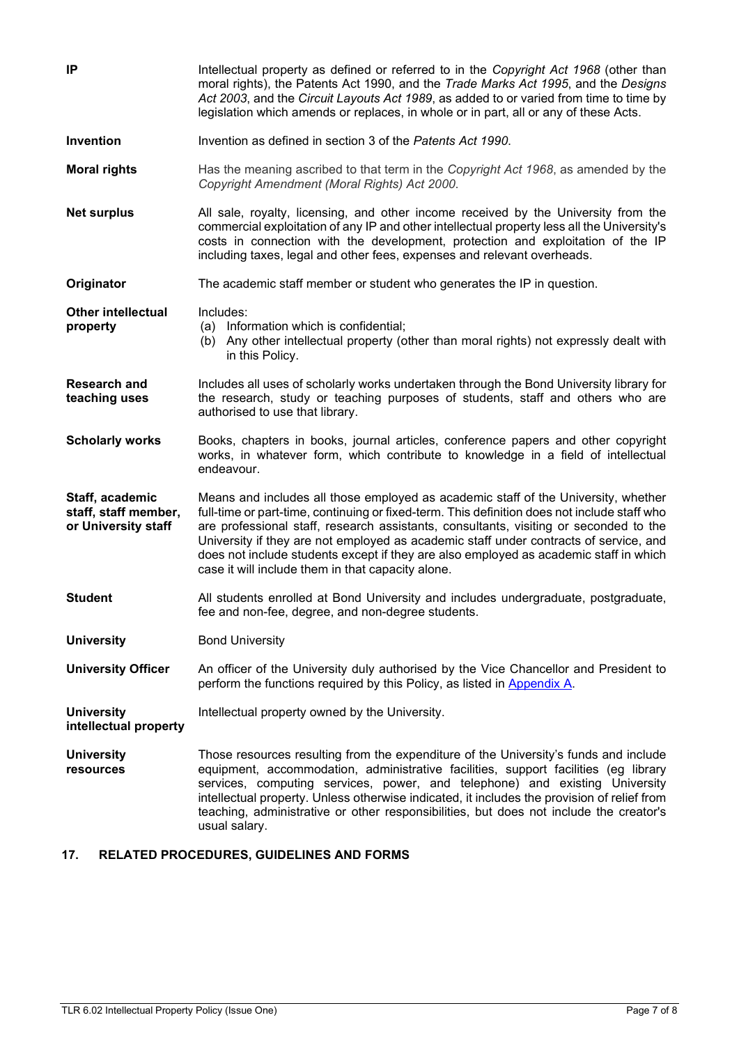| | |
|---|---|
| **IP** | Intellectual property as defined or referred to in the *Copyright Act 1968* (other than moral rights), the Patents Act 1990, and the *Trade Marks Act 1995*, and the *Designs Act 2003*, and the *Circuit Layouts Act 1989*, as added to or varied from time to time by legislation which amends or replaces, in whole or in part, all or any of these Acts. |
| **Invention** | Invention as defined in section 3 of the *Patents Act 1990*. |
| **Moral rights** | Has the meaning ascribed to that term in the *Copyright Act 1968*, as amended by the *Copyright Amendment (Moral Rights) Act 2000*. |
| **Net surplus** | All sale, royalty, licensing, and other income received by the University from the commercial exploitation of any IP and other intellectual property less all the University's costs in connection with the development, protection and exploitation of the IP including taxes, legal and other fees, expenses and relevant overheads. |
| **Originator** | The academic staff member or student who generates the IP in question. |
| **Other intellectual property** | Includes: (a) Information which is confidential; (b) Any other intellectual property (other than moral rights) not expressly dealt with in this Policy. |
| **Research and teaching uses** | Includes all uses of scholarly works undertaken through the Bond University library for the research, study or teaching purposes of students, staff and others who are authorised to use that library. |
| **Scholarly works** | Books, chapters in books, journal articles, conference papers and other copyright works, in whatever form, which contribute to knowledge in a field of intellectual endeavour. |
| **Staff, academic staff, staff member, or University staff** | Means and includes all those employed as academic staff of the University, whether full-time or part-time, continuing or fixed-term. This definition does not include staff who are professional staff, research assistants, consultants, visiting or seconded to the University if they are not employed as academic staff under contracts of service, and does not include students except if they are also employed as academic staff in which case it will include them in that capacity alone. |
| **Student** | All students enrolled at Bond University and includes undergraduate, postgraduate, fee and non-fee, degree, and non-degree students. |
| **University** | Bond University |
| **University Officer** | An officer of the University duly authorised by the Vice Chancellor and President to perform the functions required by this Policy, as listed in Appendix A. |
| **University intellectual property** | Intellectual property owned by the University. |
| **University resources** | Those resources resulting from the expenditure of the University's funds and include equipment, accommodation, administrative facilities, support facilities (eg library services, computing services, power, and telephone) and existing University intellectual property. Unless otherwise indicated, it includes the provision of relief from teaching, administrative or other responsibilities, but does not include the creator's usual salary. |

## 17. RELATED PROCEDURES, GUIDELINES AND FORMS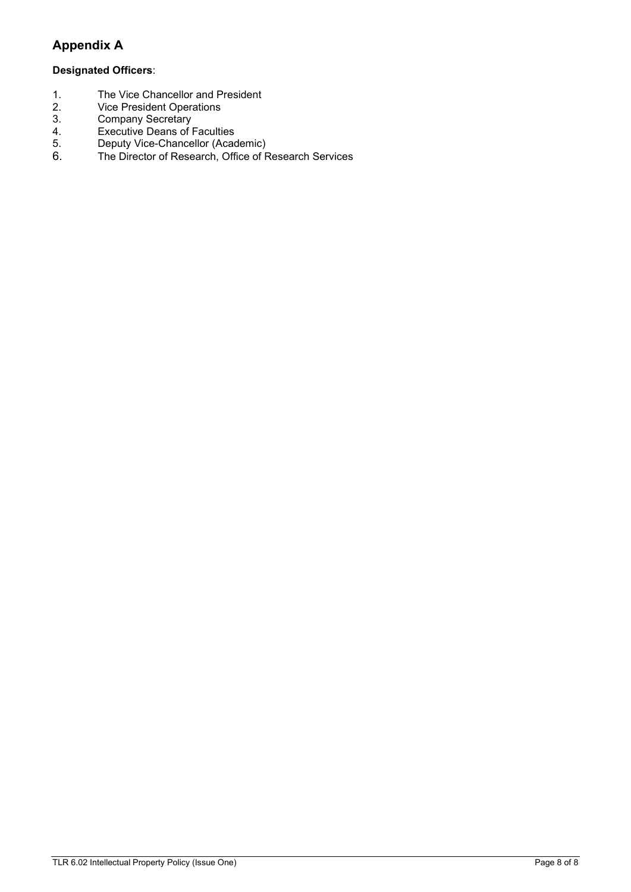## Appendix A

**Designated Officers**:

1. The Vice Chancellor and President
2. Vice President Operations
3. Company Secretary
4. Executive Deans of Faculties
5. Deputy Vice-Chancellor (Academic)
6. The Director of Research, Office of Research Services